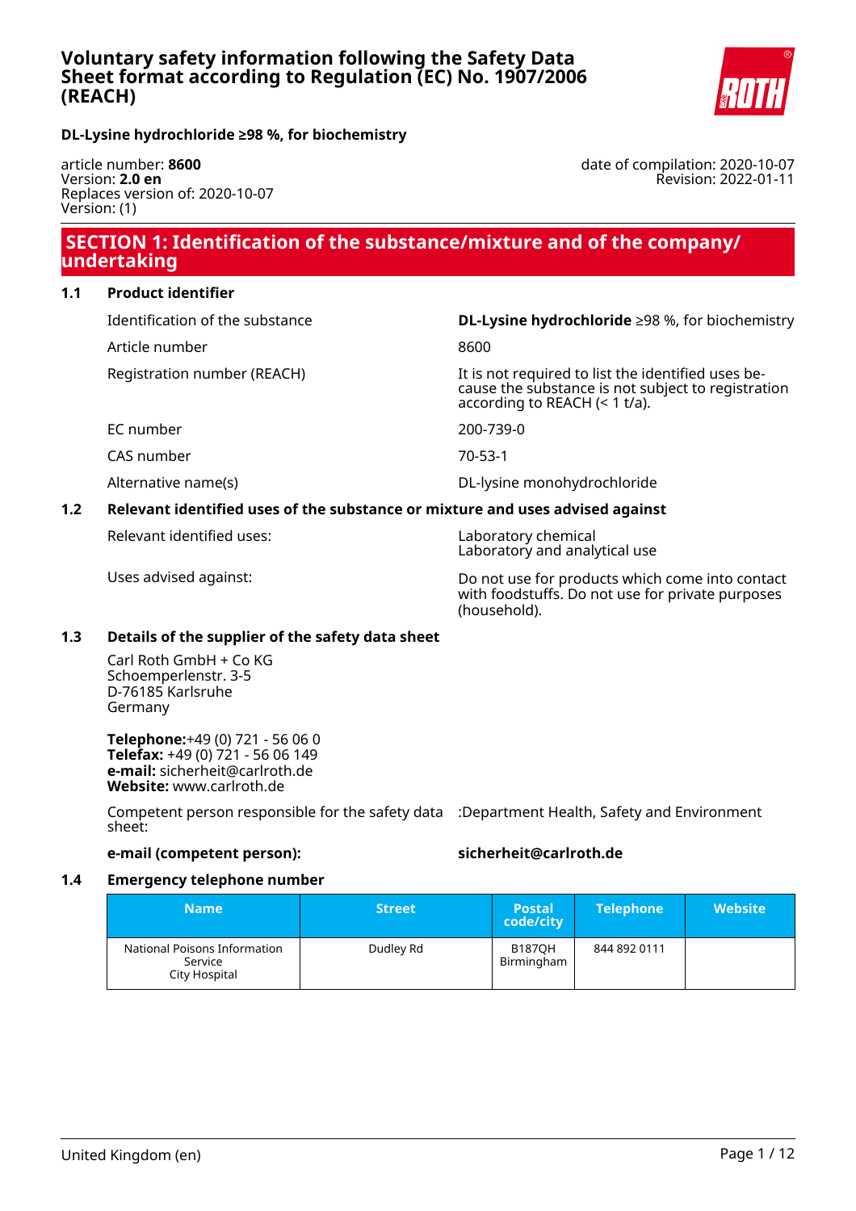# Voluntary safety information following the Safety Data Sheet format according to Regulation (EC) No. 1907/2006 (REACH)

**DL-Lysine hydrochloride ≥98 %, for biochemistry**

article number: **8600**
Version: **2.0 en**
Replaces version of: 2020-10-07
Version: (1)

date of compilation: 2020-10-07
Revision: 2022-01-11

## SECTION 1: Identification of the substance/mixture and of the company/ undertaking

### 1.1 Product identifier

| | |
|---|---|
| Identification of the substance | **DL-Lysine hydrochloride** ≥98 %, for biochemistry |
| Article number | 8600 |
| Registration number (REACH) | It is not required to list the identified uses because the substance is not subject to registration according to REACH (< 1 t/a). |
| EC number | 200-739-0 |
| CAS number | 70-53-1 |
| Alternative name(s) | DL-lysine monohydrochloride |

### 1.2 Relevant identified uses of the substance or mixture and uses advised against

| | |
|---|---|
| Relevant identified uses: | Laboratory chemical<br>Laboratory and analytical use |
| Uses advised against: | Do not use for products which come into contact with foodstuffs. Do not use for private purposes (household). |

### 1.3 Details of the supplier of the safety data sheet

Carl Roth GmbH + Co KG
Schoemperlenstr. 3-5
D-76185 Karlsruhe
Germany

**Telephone:**+49 (0) 721 - 56 06 0
**Telefax:** +49 (0) 721 - 56 06 149
**e-mail:** sicherheit@carlroth.de
**Website:** www.carlroth.de

Competent person responsible for the safety data sheet: :Department Health, Safety and Environment

**e-mail (competent person):** **sicherheit@carlroth.de**

### 1.4 Emergency telephone number

| Name | Street | Postal code/city | Telephone | Website |
|---|---|---|---|---|
| National Poisons Information Service<br>City Hospital | Dudley Rd | B187QH Birmingham | 844 892 0111 | |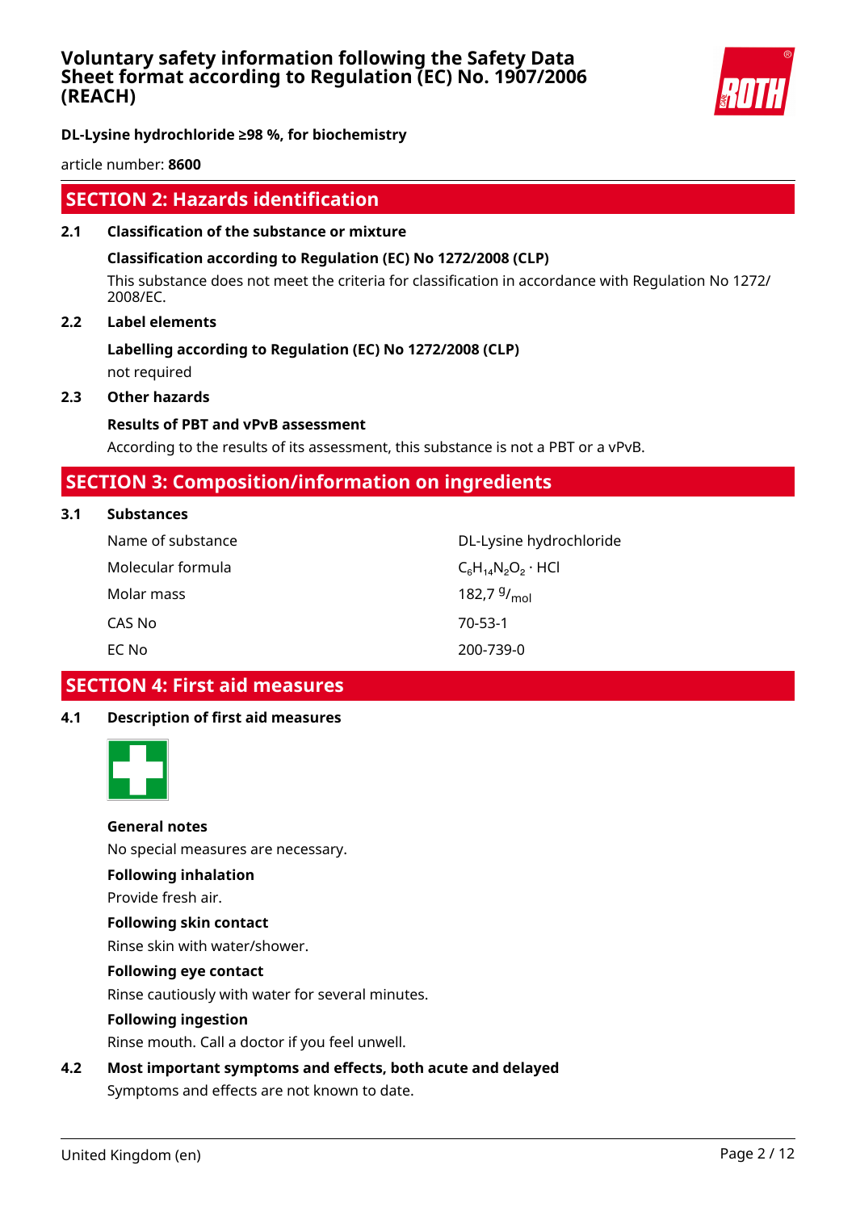## SECTION 2: Hazards identification

### 2.1 Classification of the substance or mixture

**Classification according to Regulation (EC) No 1272/2008 (CLP)**

This substance does not meet the criteria for classification in accordance with Regulation No 1272/2008/EC.

### 2.2 Label elements

**Labelling according to Regulation (EC) No 1272/2008 (CLP)**

not required

### 2.3 Other hazards

**Results of PBT and vPvB assessment**

According to the results of its assessment, this substance is not a PBT or a vPvB.

## SECTION 3: Composition/information on ingredients

### 3.1 Substances

| | |
|---|---|
| Name of substance | DL-Lysine hydrochloride |
| Molecular formula | $C_6H_{14}N_2O_2 \cdot HCl$ |
| Molar mass | 182,7 $^{g}/_{mol}$ |
| CAS No | 70-53-1 |
| EC No | 200-739-0 |

## SECTION 4: First aid measures

### 4.1 Description of first aid measures

**General notes**

No special measures are necessary.

**Following inhalation**

Provide fresh air.

**Following skin contact**

Rinse skin with water/shower.

**Following eye contact**

Rinse cautiously with water for several minutes.

**Following ingestion**

Rinse mouth. Call a doctor if you feel unwell.

### 4.2 Most important symptoms and effects, both acute and delayed

Symptoms and effects are not known to date.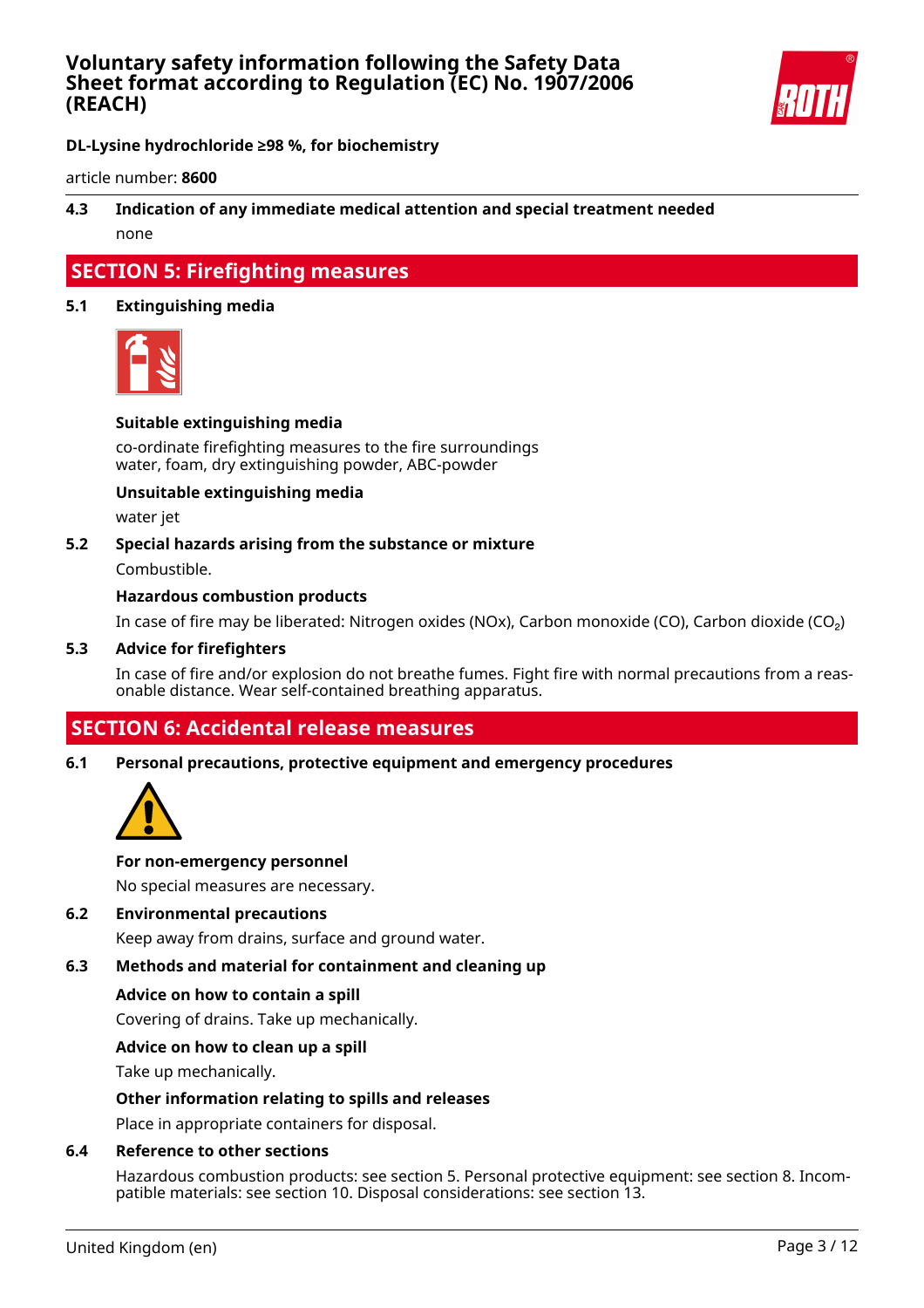**4.3 Indication of any immediate medical attention and special treatment needed**

none

## SECTION 5: Firefighting measures

### 5.1 Extinguishing media

**Suitable extinguishing media**

co-ordinate firefighting measures to the fire surroundings
water, foam, dry extinguishing powder, ABC-powder

**Unsuitable extinguishing media**

water jet

### 5.2 Special hazards arising from the substance or mixture

Combustible.

**Hazardous combustion products**

In case of fire may be liberated: Nitrogen oxides (NOx), Carbon monoxide (CO), Carbon dioxide ($CO_2$)

### 5.3 Advice for firefighters

In case of fire and/or explosion do not breathe fumes. Fight fire with normal precautions from a reasonable distance. Wear self-contained breathing apparatus.

## SECTION 6: Accidental release measures

### 6.1 Personal precautions, protective equipment and emergency procedures

**For non-emergency personnel**

No special measures are necessary.

### 6.2 Environmental precautions

Keep away from drains, surface and ground water.

### 6.3 Methods and material for containment and cleaning up

**Advice on how to contain a spill**

Covering of drains. Take up mechanically.

**Advice on how to clean up a spill**

Take up mechanically.

**Other information relating to spills and releases**

Place in appropriate containers for disposal.

### 6.4 Reference to other sections

Hazardous combustion products: see section 5. Personal protective equipment: see section 8. Incompatible materials: see section 10. Disposal considerations: see section 13.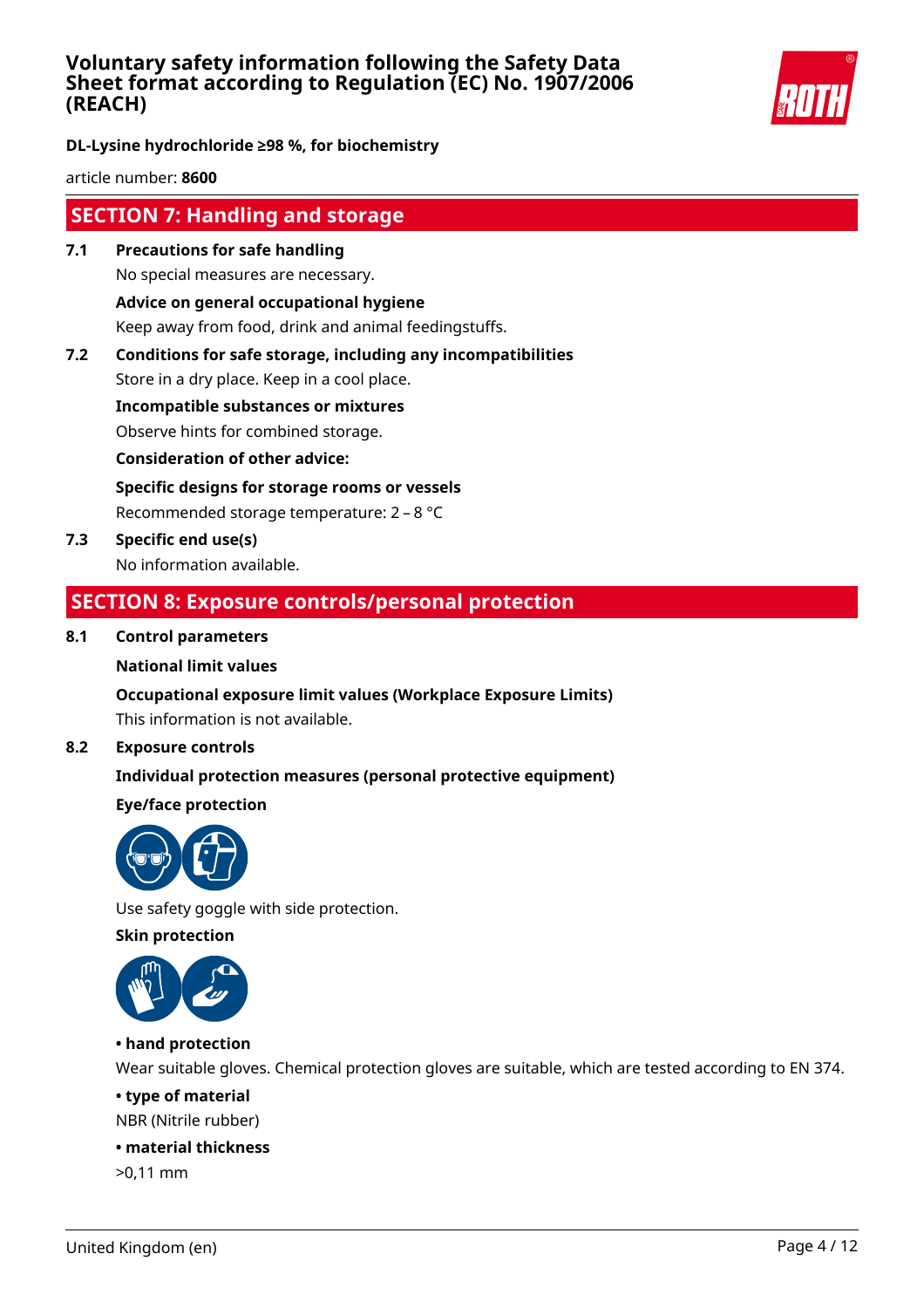## SECTION 7: Handling and storage

**7.1 Precautions for safe handling**

No special measures are necessary.

**Advice on general occupational hygiene**

Keep away from food, drink and animal feedingstuffs.

**7.2 Conditions for safe storage, including any incompatibilities**

Store in a dry place. Keep in a cool place.

**Incompatible substances or mixtures**

Observe hints for combined storage.

**Consideration of other advice:**

**Specific designs for storage rooms or vessels**

Recommended storage temperature: 2 – 8 °C

**7.3 Specific end use(s)**

No information available.

## SECTION 8: Exposure controls/personal protection

**8.1 Control parameters**

**National limit values**

**Occupational exposure limit values (Workplace Exposure Limits)**

This information is not available.

**8.2 Exposure controls**

**Individual protection measures (personal protective equipment)**

**Eye/face protection**

Use safety goggle with side protection.

**Skin protection**

**• hand protection**

Wear suitable gloves. Chemical protection gloves are suitable, which are tested according to EN 374.

**• type of material**

NBR (Nitrile rubber)

**• material thickness**

>0,11 mm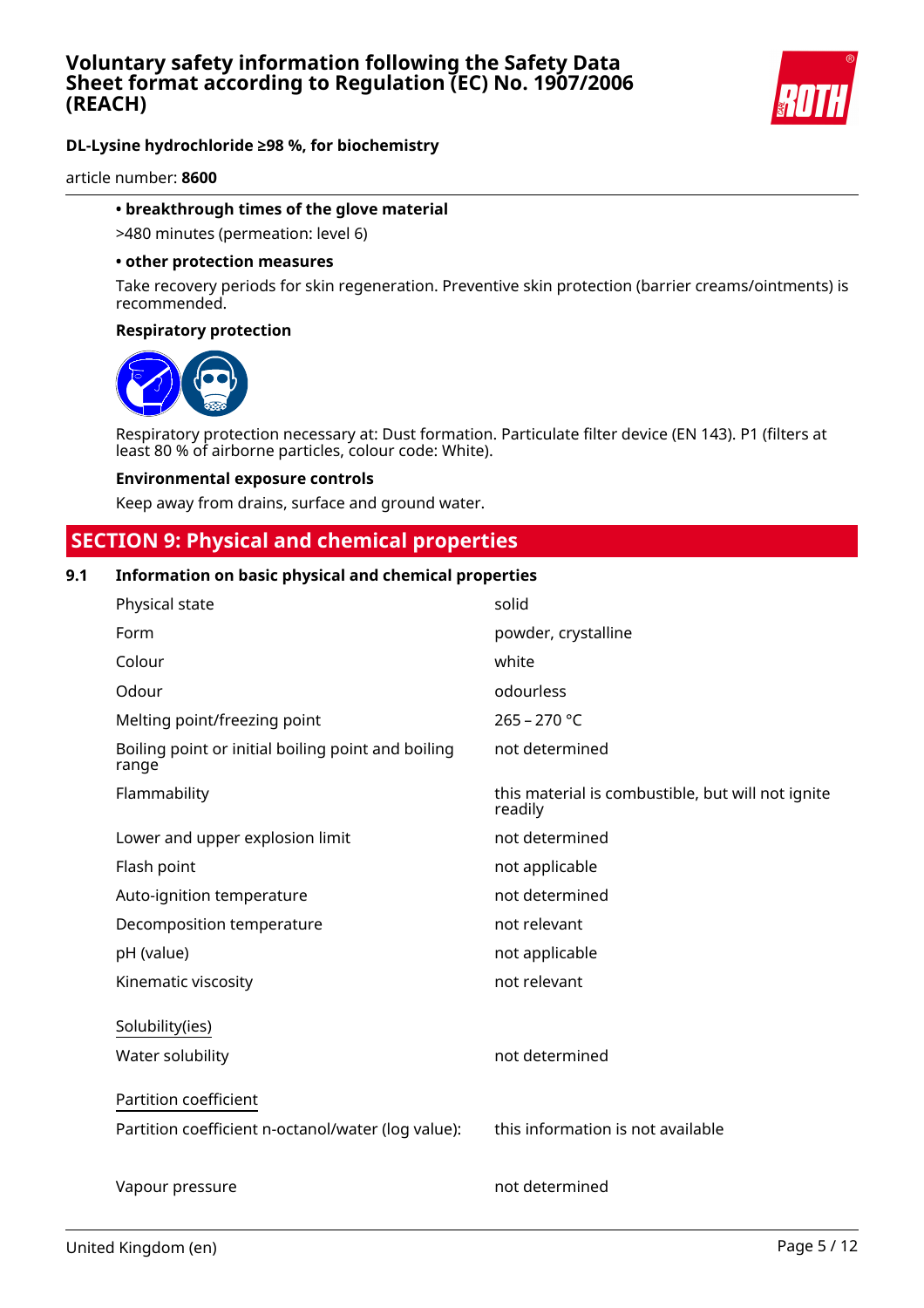**• breakthrough times of the glove material**

>480 minutes (permeation: level 6)

**• other protection measures**

Take recovery periods for skin regeneration. Preventive skin protection (barrier creams/ointments) is recommended.

**Respiratory protection**

Respiratory protection necessary at: Dust formation. Particulate filter device (EN 143). P1 (filters at least 80 % of airborne particles, colour code: White).

**Environmental exposure controls**

Keep away from drains, surface and ground water.

## SECTION 9: Physical and chemical properties

**9.1 Information on basic physical and chemical properties**

| | |
|---|---|
| Physical state | solid |
| Form | powder, crystalline |
| Colour | white |
| Odour | odourless |
| Melting point/freezing point | 265 – 270 °C |
| Boiling point or initial boiling point and boiling range | not determined |
| Flammability | this material is combustible, but will not ignite readily |
| Lower and upper explosion limit | not determined |
| Flash point | not applicable |
| Auto-ignition temperature | not determined |
| Decomposition temperature | not relevant |
| pH (value) | not applicable |
| Kinematic viscosity | not relevant |

Solubility(ies)

| | |
|---|---|
| Water solubility | not determined |

Partition coefficient

| | |
|---|---|
| Partition coefficient n-octanol/water (log value): | this information is not available |
| Vapour pressure | not determined |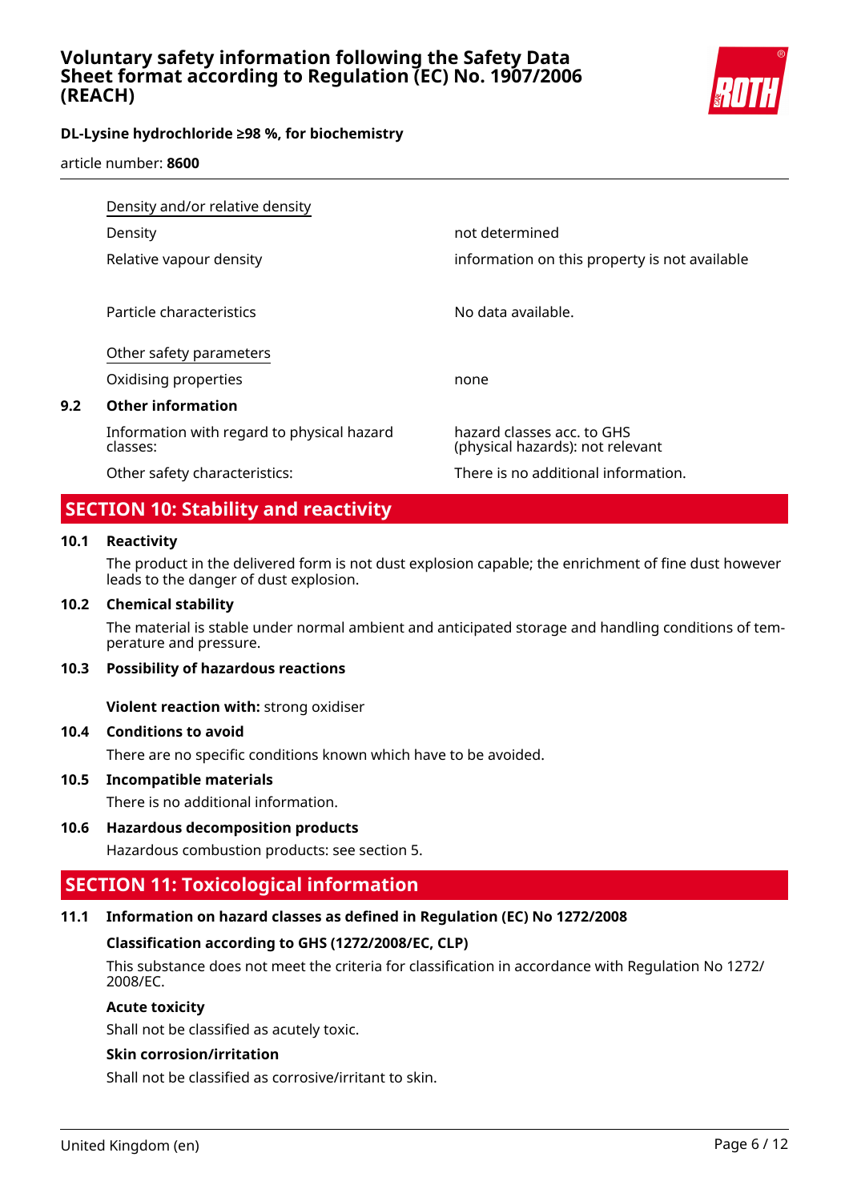| | |
|---|---|
| Density and/or relative density | |
| Density | not determined |
| Relative vapour density | information on this property is not available |
| Particle characteristics | No data available. |
| Other safety parameters | |
| Oxidising properties | none |

### 9.2 Other information

| | |
|---|---|
| Information with regard to physical hazard classes: | hazard classes acc. to GHS (physical hazards): not relevant |
| Other safety characteristics: | There is no additional information. |

## SECTION 10: Stability and reactivity

### 10.1 Reactivity

The product in the delivered form is not dust explosion capable; the enrichment of fine dust however leads to the danger of dust explosion.

### 10.2 Chemical stability

The material is stable under normal ambient and anticipated storage and handling conditions of temperature and pressure.

### 10.3 Possibility of hazardous reactions

**Violent reaction with:** strong oxidiser

### 10.4 Conditions to avoid

There are no specific conditions known which have to be avoided.

### 10.5 Incompatible materials

There is no additional information.

### 10.6 Hazardous decomposition products

Hazardous combustion products: see section 5.

## SECTION 11: Toxicological information

### 11.1 Information on hazard classes as defined in Regulation (EC) No 1272/2008

**Classification according to GHS (1272/2008/EC, CLP)**

This substance does not meet the criteria for classification in accordance with Regulation No 1272/2008/EC.

**Acute toxicity**

Shall not be classified as acutely toxic.

**Skin corrosion/irritation**

Shall not be classified as corrosive/irritant to skin.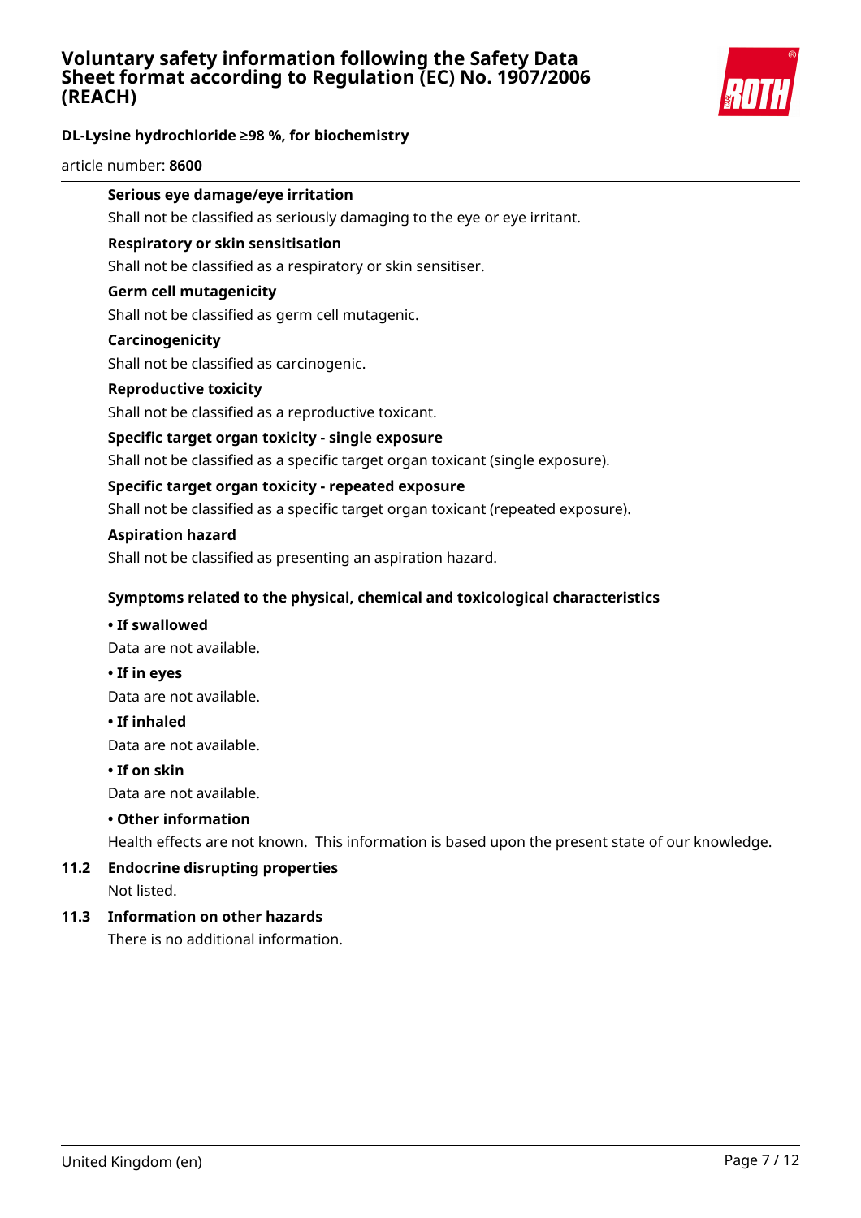**Serious eye damage/eye irritation**

Shall not be classified as seriously damaging to the eye or eye irritant.

**Respiratory or skin sensitisation**

Shall not be classified as a respiratory or skin sensitiser.

**Germ cell mutagenicity**

Shall not be classified as germ cell mutagenic.

**Carcinogenicity**

Shall not be classified as carcinogenic.

**Reproductive toxicity**

Shall not be classified as a reproductive toxicant.

**Specific target organ toxicity - single exposure**

Shall not be classified as a specific target organ toxicant (single exposure).

**Specific target organ toxicity - repeated exposure**

Shall not be classified as a specific target organ toxicant (repeated exposure).

**Aspiration hazard**

Shall not be classified as presenting an aspiration hazard.

**Symptoms related to the physical, chemical and toxicological characteristics**

**• If swallowed**

Data are not available.

**• If in eyes**

Data are not available.

**• If inhaled**

Data are not available.

**• If on skin**

Data are not available.

**• Other information**

Health effects are not known. This information is based upon the present state of our knowledge.

### 11.2 Endocrine disrupting properties

Not listed.

### 11.3 Information on other hazards

There is no additional information.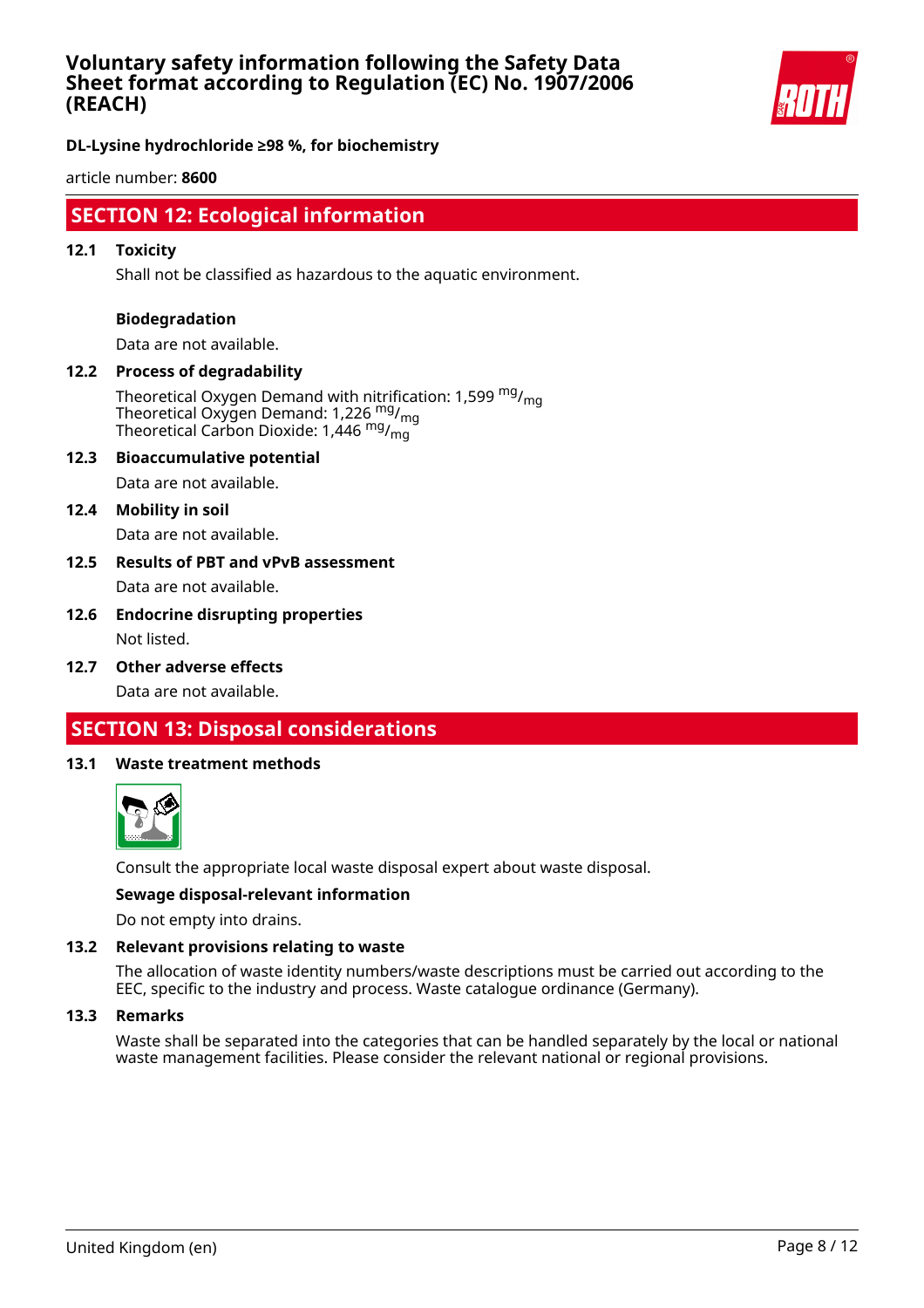## SECTION 12: Ecological information

### 12.1 Toxicity

Shall not be classified as hazardous to the aquatic environment.

**Biodegradation**

Data are not available.

### 12.2 Process of degradability

Theoretical Oxygen Demand with nitrification: 1,599 $^{mg}/_{mg}$
Theoretical Oxygen Demand: 1,226 $^{mg}/_{mg}$
Theoretical Carbon Dioxide: 1,446 $^{mg}/_{mg}$

### 12.3 Bioaccumulative potential

Data are not available.

### 12.4 Mobility in soil

Data are not available.

### 12.5 Results of PBT and vPvB assessment

Data are not available.

### 12.6 Endocrine disrupting properties

Not listed.

### 12.7 Other adverse effects

Data are not available.

## SECTION 13: Disposal considerations

### 13.1 Waste treatment methods

Consult the appropriate local waste disposal expert about waste disposal.

**Sewage disposal-relevant information**

Do not empty into drains.

### 13.2 Relevant provisions relating to waste

The allocation of waste identity numbers/waste descriptions must be carried out according to the EEC, specific to the industry and process. Waste catalogue ordinance (Germany).

### 13.3 Remarks

Waste shall be separated into the categories that can be handled separately by the local or national waste management facilities. Please consider the relevant national or regional provisions.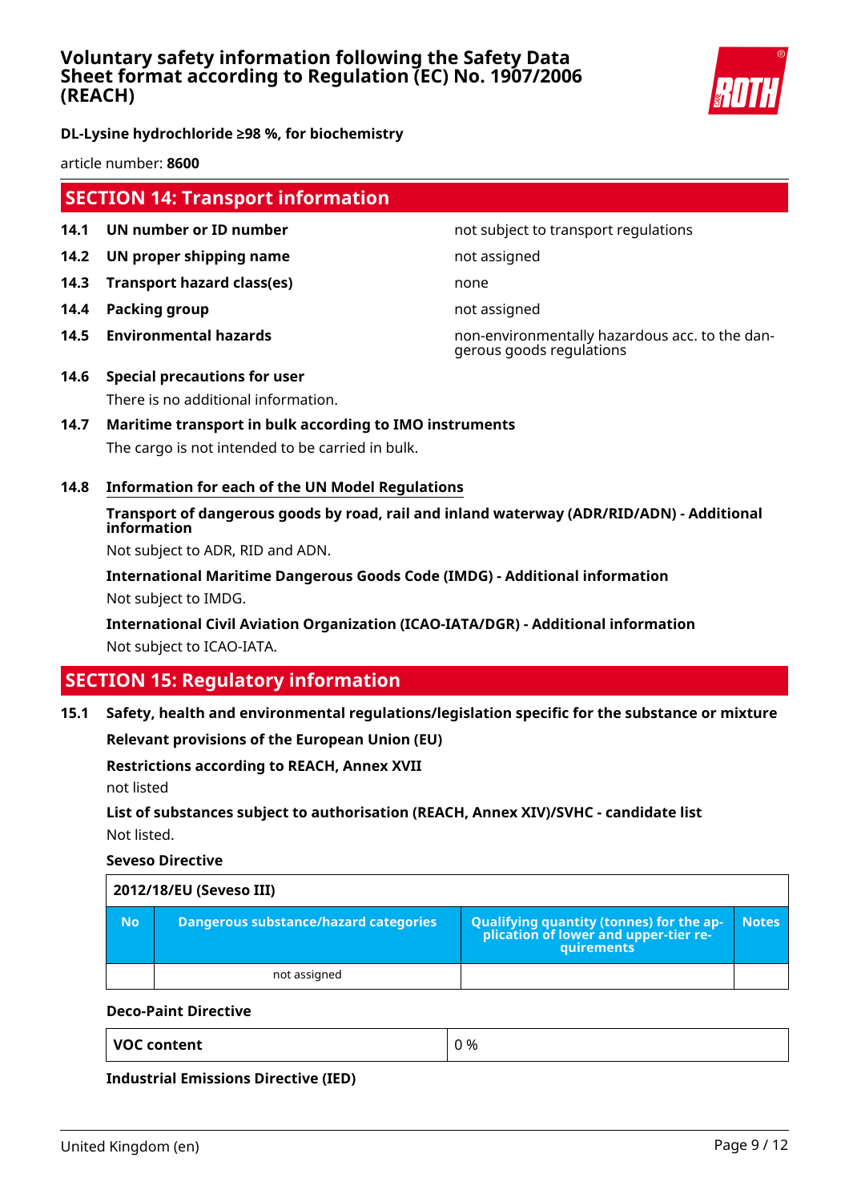## SECTION 14: Transport information

| | | |
|---|---|---|
| **14.1** | **UN number or ID number** | not subject to transport regulations |
| **14.2** | **UN proper shipping name** | not assigned |
| **14.3** | **Transport hazard class(es)** | none |
| **14.4** | **Packing group** | not assigned |
| **14.5** | **Environmental hazards** | non-environmentally hazardous acc. to the dangerous goods regulations |

**14.6 Special precautions for user**

There is no additional information.

**14.7 Maritime transport in bulk according to IMO instruments**

The cargo is not intended to be carried in bulk.

**14.8 Information for each of the UN Model Regulations**

**Transport of dangerous goods by road, rail and inland waterway (ADR/RID/ADN) - Additional information**

Not subject to ADR, RID and ADN.

**International Maritime Dangerous Goods Code (IMDG) - Additional information**

Not subject to IMDG.

**International Civil Aviation Organization (ICAO-IATA/DGR) - Additional information**

Not subject to ICAO-IATA.

## SECTION 15: Regulatory information

**15.1 Safety, health and environmental regulations/legislation specific for the substance or mixture**

**Relevant provisions of the European Union (EU)**

**Restrictions according to REACH, Annex XVII**

not listed

**List of substances subject to authorisation (REACH, Annex XIV)/SVHC - candidate list**

Not listed.

**Seveso Directive**

| 2012/18/EU (Seveso III) | | | |
|---|---|---|---|
| **No** | **Dangerous substance/hazard categories** | **Qualifying quantity (tonnes) for the application of lower and upper-tier requirements** | **Notes** |
| | not assigned | | |

**Deco-Paint Directive**

| | |
|---|---|
| **VOC content** | 0 % |

**Industrial Emissions Directive (IED)**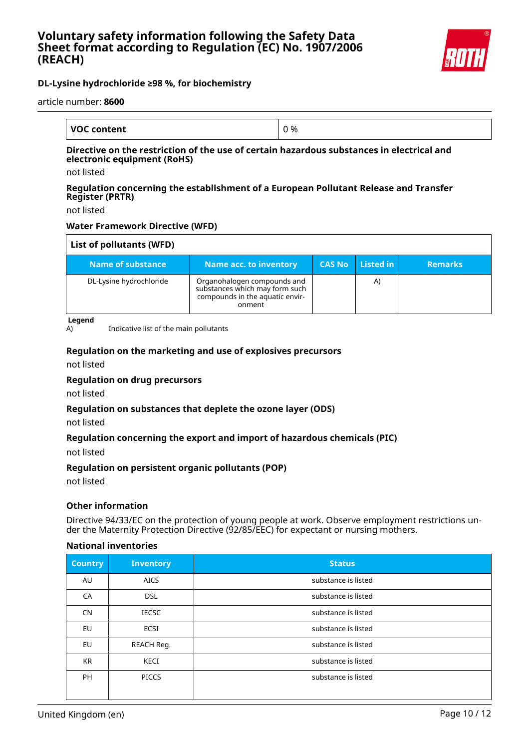| VOC content | 0 % |
|---|---|

**Directive on the restriction of the use of certain hazardous substances in electrical and electronic equipment (RoHS)**

not listed

**Regulation concerning the establishment of a European Pollutant Release and Transfer Register (PRTR)**

not listed

**Water Framework Directive (WFD)**

| List of pollutants (WFD) | | | | |
|---|---|---|---|---|
| **Name of substance** | **Name acc. to inventory** | **CAS No** | **Listed in** | **Remarks** |
| DL-Lysine hydrochloride | Organohalogen compounds and substances which may form such compounds in the aquatic environment | | A) | |

**Legend**

A) Indicative list of the main pollutants

**Regulation on the marketing and use of explosives precursors**

not listed

**Regulation on drug precursors**

not listed

**Regulation on substances that deplete the ozone layer (ODS)**

not listed

**Regulation concerning the export and import of hazardous chemicals (PIC)**

not listed

**Regulation on persistent organic pollutants (POP)**

not listed

**Other information**

Directive 94/33/EC on the protection of young people at work. Observe employment restrictions under the Maternity Protection Directive (92/85/EEC) for expectant or nursing mothers.

**National inventories**

| Country | Inventory | Status |
|---|---|---|
| AU | AICS | substance is listed |
| CA | DSL | substance is listed |
| CN | IECSC | substance is listed |
| EU | ECSI | substance is listed |
| EU | REACH Reg. | substance is listed |
| KR | KECI | substance is listed |
| PH | PICCS | substance is listed |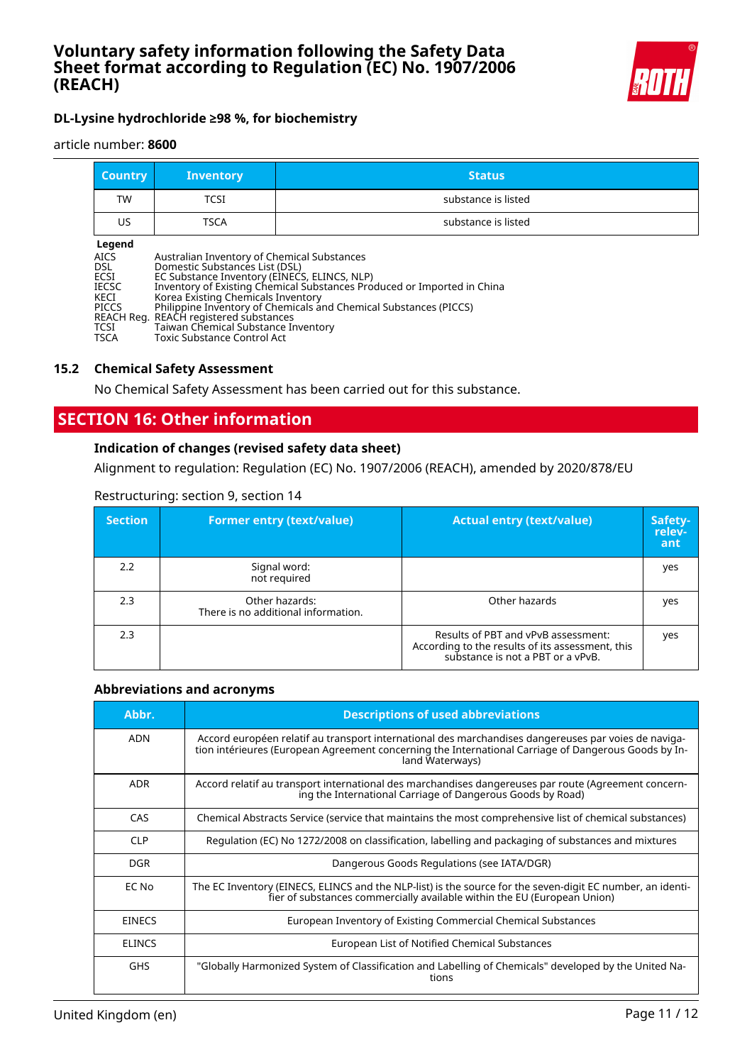| Country | Inventory | Status |
|---|---|---|
| TW | TCSI | substance is listed |
| US | TSCA | substance is listed |

**Legend**

| | |
|---|---|
| AICS | Australian Inventory of Chemical Substances |
| DSL | Domestic Substances List (DSL) |
| ECSI | EC Substance Inventory (EINECS, ELINCS, NLP) |
| IECSC | Inventory of Existing Chemical Substances Produced or Imported in China |
| KECI | Korea Existing Chemicals Inventory |
| PICCS | Philippine Inventory of Chemicals and Chemical Substances (PICCS) |
| REACH Reg. | REACH registered substances |
| TCSI | Taiwan Chemical Substance Inventory |
| TSCA | Toxic Substance Control Act |

### 15.2 Chemical Safety Assessment

No Chemical Safety Assessment has been carried out for this substance.

## SECTION 16: Other information

### Indication of changes (revised safety data sheet)

Alignment to regulation: Regulation (EC) No. 1907/2006 (REACH), amended by 2020/878/EU

Restructuring: section 9, section 14

| Section | Former entry (text/value) | Actual entry (text/value) | Safety-relevant |
|---|---|---|---|
| 2.2 | Signal word: not required | | yes |
| 2.3 | Other hazards: There is no additional information. | Other hazards | yes |
| 2.3 | | Results of PBT and vPvB assessment: According to the results of its assessment, this substance is not a PBT or a vPvB. | yes |

### Abbreviations and acronyms

| Abbr. | Descriptions of used abbreviations |
|---|---|
| ADN | Accord européen relatif au transport international des marchandises dangereuses par voies de navigation intérieures (European Agreement concerning the International Carriage of Dangerous Goods by Inland Waterways) |
| ADR | Accord relatif au transport international des marchandises dangereuses par route (Agreement concerning the International Carriage of Dangerous Goods by Road) |
| CAS | Chemical Abstracts Service (service that maintains the most comprehensive list of chemical substances) |
| CLP | Regulation (EC) No 1272/2008 on classification, labelling and packaging of substances and mixtures |
| DGR | Dangerous Goods Regulations (see IATA/DGR) |
| EC No | The EC Inventory (EINECS, ELINCS and the NLP-list) is the source for the seven-digit EC number, an identifier of substances commercially available within the EU (European Union) |
| EINECS | European Inventory of Existing Commercial Chemical Substances |
| ELINCS | European List of Notified Chemical Substances |
| GHS | "Globally Harmonized System of Classification and Labelling of Chemicals" developed by the United Nations |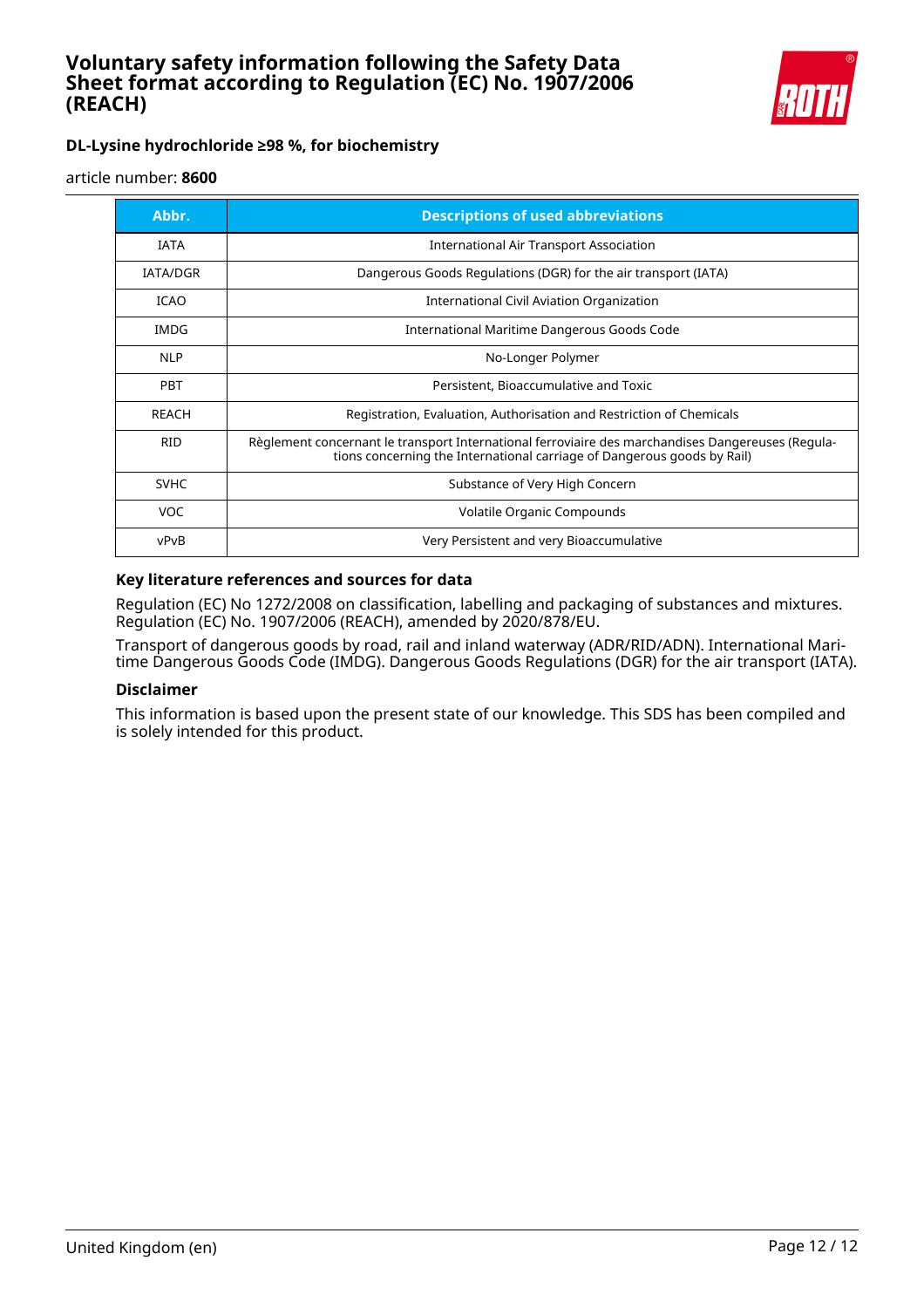| Abbr. | Descriptions of used abbreviations |
|---|---|
| IATA | International Air Transport Association |
| IATA/DGR | Dangerous Goods Regulations (DGR) for the air transport (IATA) |
| ICAO | International Civil Aviation Organization |
| IMDG | International Maritime Dangerous Goods Code |
| NLP | No-Longer Polymer |
| PBT | Persistent, Bioaccumulative and Toxic |
| REACH | Registration, Evaluation, Authorisation and Restriction of Chemicals |
| RID | Règlement concernant le transport International ferroviaire des marchandises Dangereuses (Regulations concerning the International carriage of Dangerous goods by Rail) |
| SVHC | Substance of Very High Concern |
| VOC | Volatile Organic Compounds |
| vPvB | Very Persistent and very Bioaccumulative |

### Key literature references and sources for data

Regulation (EC) No 1272/2008 on classification, labelling and packaging of substances and mixtures. Regulation (EC) No. 1907/2006 (REACH), amended by 2020/878/EU.

Transport of dangerous goods by road, rail and inland waterway (ADR/RID/ADN). International Maritime Dangerous Goods Code (IMDG). Dangerous Goods Regulations (DGR) for the air transport (IATA).

### Disclaimer

This information is based upon the present state of our knowledge. This SDS has been compiled and is solely intended for this product.